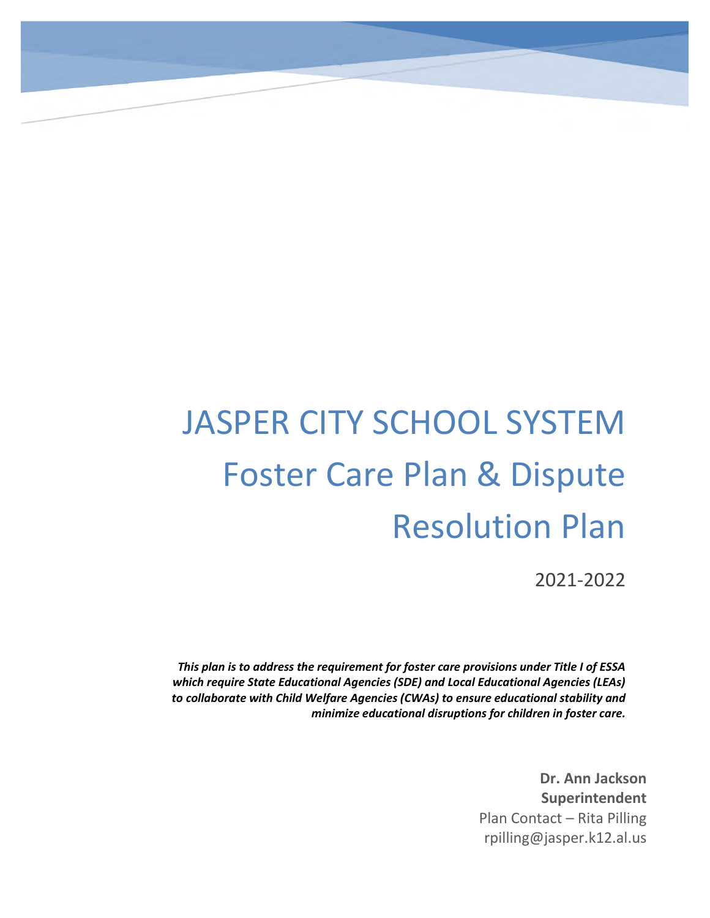# JASPER CITY SCHOOL SYSTEM
# Foster Care Plan & Dispute Resolution Plan

2021-2022

***This plan is to address the requirement for foster care provisions under Title I of ESSA which require State Educational Agencies (SDE) and Local Educational Agencies (LEAs) to collaborate with Child Welfare Agencies (CWAs) to ensure educational stability and minimize educational disruptions for children in foster care.***

**Dr. Ann Jackson**
**Superintendent**
Plan Contact – Rita Pilling
rpilling@jasper.k12.al.us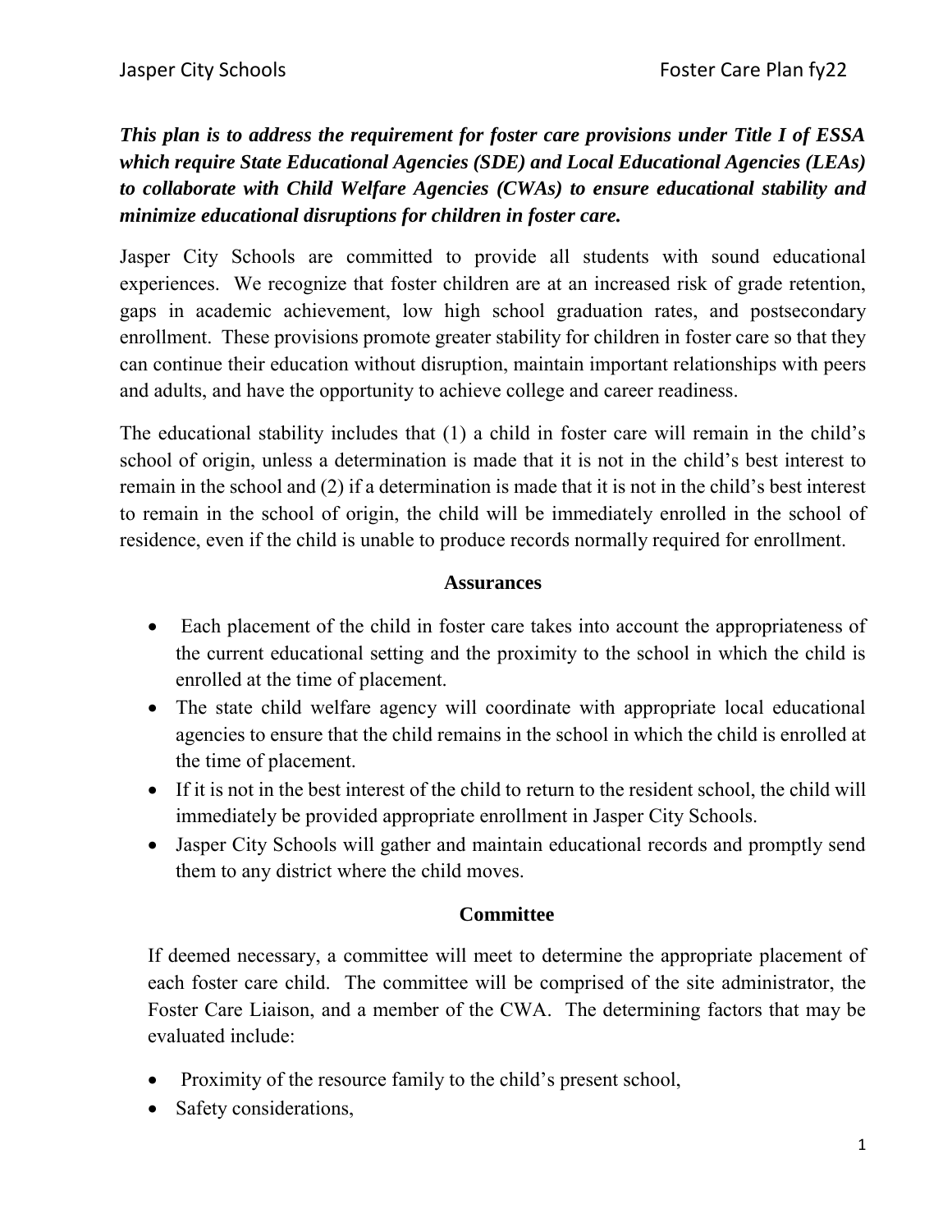***This plan is to address the requirement for foster care provisions under Title I of ESSA which require State Educational Agencies (SDE) and Local Educational Agencies (LEAs) to collaborate with Child Welfare Agencies (CWAs) to ensure educational stability and minimize educational disruptions for children in foster care.***

Jasper City Schools are committed to provide all students with sound educational experiences. We recognize that foster children are at an increased risk of grade retention, gaps in academic achievement, low high school graduation rates, and postsecondary enrollment. These provisions promote greater stability for children in foster care so that they can continue their education without disruption, maintain important relationships with peers and adults, and have the opportunity to achieve college and career readiness.

The educational stability includes that (1) a child in foster care will remain in the child's school of origin, unless a determination is made that it is not in the child's best interest to remain in the school and (2) if a determination is made that it is not in the child's best interest to remain in the school of origin, the child will be immediately enrolled in the school of residence, even if the child is unable to produce records normally required for enrollment.

## Assurances

- Each placement of the child in foster care takes into account the appropriateness of the current educational setting and the proximity to the school in which the child is enrolled at the time of placement.
- The state child welfare agency will coordinate with appropriate local educational agencies to ensure that the child remains in the school in which the child is enrolled at the time of placement.
- If it is not in the best interest of the child to return to the resident school, the child will immediately be provided appropriate enrollment in Jasper City Schools.
- Jasper City Schools will gather and maintain educational records and promptly send them to any district where the child moves.

## Committee

If deemed necessary, a committee will meet to determine the appropriate placement of each foster care child. The committee will be comprised of the site administrator, the Foster Care Liaison, and a member of the CWA. The determining factors that may be evaluated include:

- Proximity of the resource family to the child's present school,
- Safety considerations,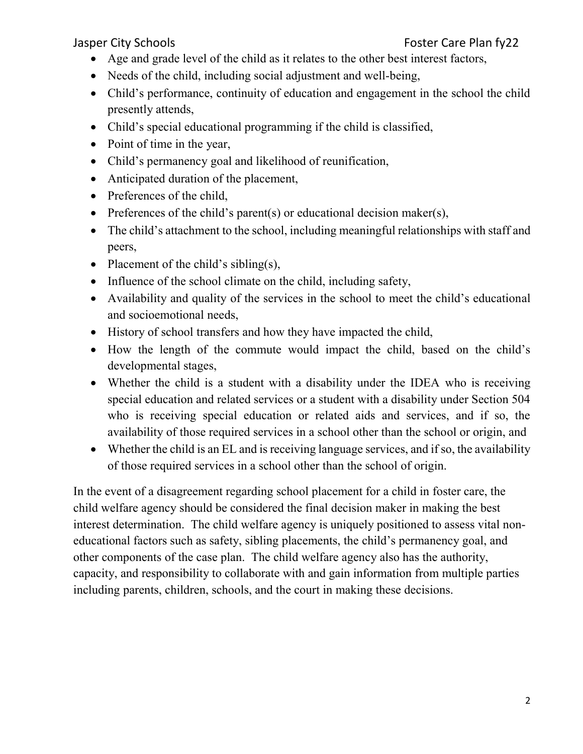- Age and grade level of the child as it relates to the other best interest factors,
- Needs of the child, including social adjustment and well-being,
- Child's performance, continuity of education and engagement in the school the child presently attends,
- Child's special educational programming if the child is classified,
- Point of time in the year,
- Child's permanency goal and likelihood of reunification,
- Anticipated duration of the placement,
- Preferences of the child,
- Preferences of the child's parent(s) or educational decision maker(s),
- The child's attachment to the school, including meaningful relationships with staff and peers,
- Placement of the child's sibling(s),
- Influence of the school climate on the child, including safety,
- Availability and quality of the services in the school to meet the child's educational and socioemotional needs,
- History of school transfers and how they have impacted the child,
- How the length of the commute would impact the child, based on the child's developmental stages,
- Whether the child is a student with a disability under the IDEA who is receiving special education and related services or a student with a disability under Section 504 who is receiving special education or related aids and services, and if so, the availability of those required services in a school other than the school or origin, and
- Whether the child is an EL and is receiving language services, and if so, the availability of those required services in a school other than the school of origin.

In the event of a disagreement regarding school placement for a child in foster care, the child welfare agency should be considered the final decision maker in making the best interest determination. The child welfare agency is uniquely positioned to assess vital non-educational factors such as safety, sibling placements, the child's permanency goal, and other components of the case plan. The child welfare agency also has the authority, capacity, and responsibility to collaborate with and gain information from multiple parties including parents, children, schools, and the court in making these decisions.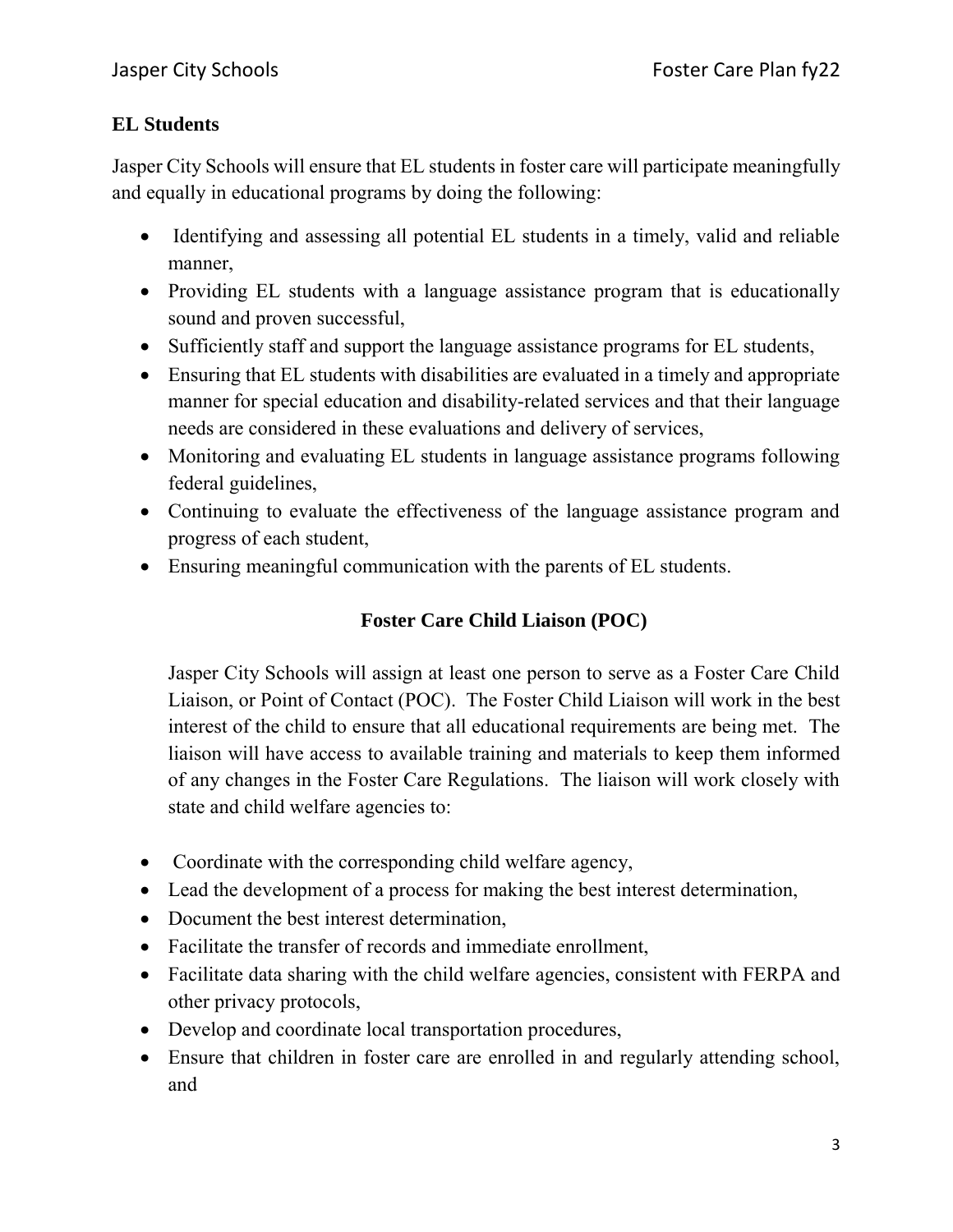## EL Students

Jasper City Schools will ensure that EL students in foster care will participate meaningfully and equally in educational programs by doing the following:

- Identifying and assessing all potential EL students in a timely, valid and reliable manner,
- Providing EL students with a language assistance program that is educationally sound and proven successful,
- Sufficiently staff and support the language assistance programs for EL students,
- Ensuring that EL students with disabilities are evaluated in a timely and appropriate manner for special education and disability-related services and that their language needs are considered in these evaluations and delivery of services,
- Monitoring and evaluating EL students in language assistance programs following federal guidelines,
- Continuing to evaluate the effectiveness of the language assistance program and progress of each student,
- Ensuring meaningful communication with the parents of EL students.

## Foster Care Child Liaison (POC)

Jasper City Schools will assign at least one person to serve as a Foster Care Child Liaison, or Point of Contact (POC). The Foster Child Liaison will work in the best interest of the child to ensure that all educational requirements are being met. The liaison will have access to available training and materials to keep them informed of any changes in the Foster Care Regulations. The liaison will work closely with state and child welfare agencies to:

- Coordinate with the corresponding child welfare agency,
- Lead the development of a process for making the best interest determination,
- Document the best interest determination,
- Facilitate the transfer of records and immediate enrollment,
- Facilitate data sharing with the child welfare agencies, consistent with FERPA and other privacy protocols,
- Develop and coordinate local transportation procedures,
- Ensure that children in foster care are enrolled in and regularly attending school, and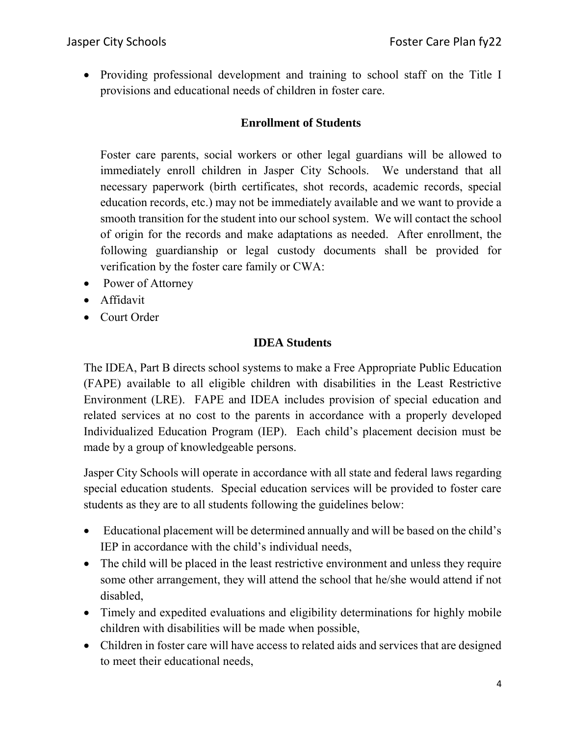- Providing professional development and training to school staff on the Title I provisions and educational needs of children in foster care.

## Enrollment of Students

Foster care parents, social workers or other legal guardians will be allowed to immediately enroll children in Jasper City Schools. We understand that all necessary paperwork (birth certificates, shot records, academic records, special education records, etc.) may not be immediately available and we want to provide a smooth transition for the student into our school system. We will contact the school of origin for the records and make adaptations as needed. After enrollment, the following guardianship or legal custody documents shall be provided for verification by the foster care family or CWA:

- Power of Attorney
- Affidavit
- Court Order

## IDEA Students

The IDEA, Part B directs school systems to make a Free Appropriate Public Education (FAPE) available to all eligible children with disabilities in the Least Restrictive Environment (LRE). FAPE and IDEA includes provision of special education and related services at no cost to the parents in accordance with a properly developed Individualized Education Program (IEP). Each child's placement decision must be made by a group of knowledgeable persons.

Jasper City Schools will operate in accordance with all state and federal laws regarding special education students. Special education services will be provided to foster care students as they are to all students following the guidelines below:

- Educational placement will be determined annually and will be based on the child's IEP in accordance with the child's individual needs,
- The child will be placed in the least restrictive environment and unless they require some other arrangement, they will attend the school that he/she would attend if not disabled,
- Timely and expedited evaluations and eligibility determinations for highly mobile children with disabilities will be made when possible,
- Children in foster care will have access to related aids and services that are designed to meet their educational needs,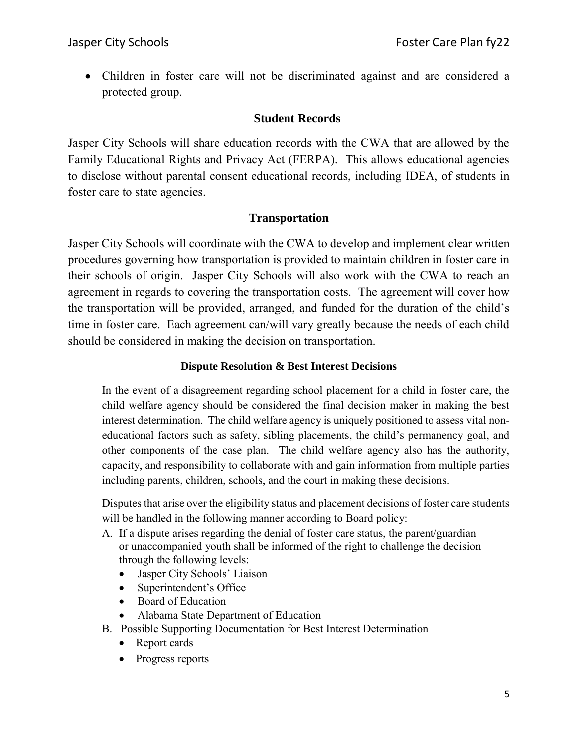- Children in foster care will not be discriminated against and are considered a protected group.

## Student Records

Jasper City Schools will share education records with the CWA that are allowed by the Family Educational Rights and Privacy Act (FERPA). This allows educational agencies to disclose without parental consent educational records, including IDEA, of students in foster care to state agencies.

## Transportation

Jasper City Schools will coordinate with the CWA to develop and implement clear written procedures governing how transportation is provided to maintain children in foster care in their schools of origin. Jasper City Schools will also work with the CWA to reach an agreement in regards to covering the transportation costs. The agreement will cover how the transportation will be provided, arranged, and funded for the duration of the child's time in foster care. Each agreement can/will vary greatly because the needs of each child should be considered in making the decision on transportation.

### Dispute Resolution & Best Interest Decisions

In the event of a disagreement regarding school placement for a child in foster care, the child welfare agency should be considered the final decision maker in making the best interest determination. The child welfare agency is uniquely positioned to assess vital non-educational factors such as safety, sibling placements, the child's permanency goal, and other components of the case plan. The child welfare agency also has the authority, capacity, and responsibility to collaborate with and gain information from multiple parties including parents, children, schools, and the court in making these decisions.

Disputes that arise over the eligibility status and placement decisions of foster care students will be handled in the following manner according to Board policy:

A. If a dispute arises regarding the denial of foster care status, the parent/guardian or unaccompanied youth shall be informed of the right to challenge the decision through the following levels:
   - Jasper City Schools' Liaison
   - Superintendent's Office
   - Board of Education
   - Alabama State Department of Education

B. Possible Supporting Documentation for Best Interest Determination
   - Report cards
   - Progress reports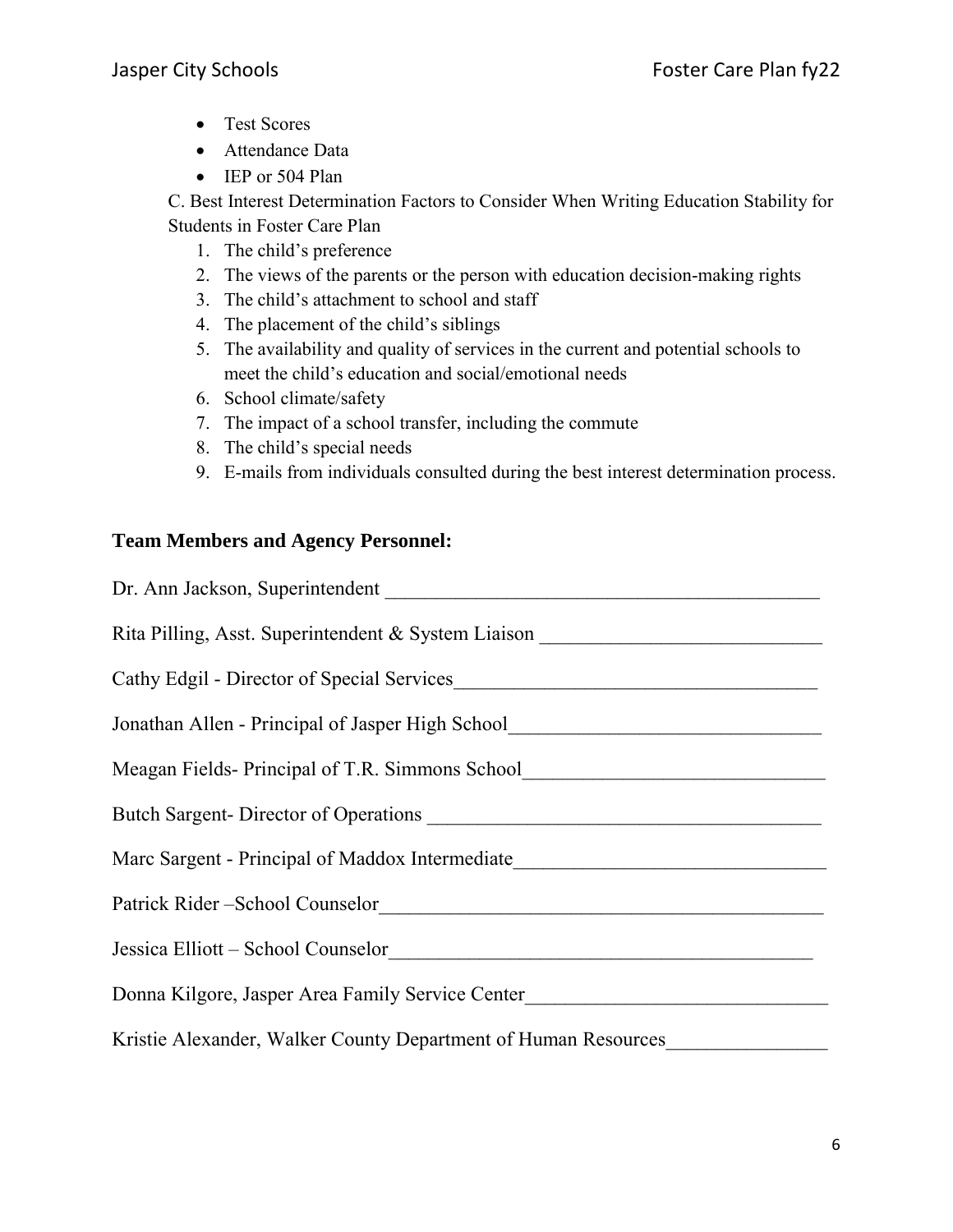- Test Scores
- Attendance Data
- IEP or 504 Plan

C. Best Interest Determination Factors to Consider When Writing Education Stability for Students in Foster Care Plan

1. The child's preference
2. The views of the parents or the person with education decision-making rights
3. The child's attachment to school and staff
4. The placement of the child's siblings
5. The availability and quality of services in the current and potential schools to meet the child's education and social/emotional needs
6. School climate/safety
7. The impact of a school transfer, including the commute
8. The child's special needs
9. E-mails from individuals consulted during the best interest determination process.

**Team Members and Agency Personnel:**

Dr. Ann Jackson, Superintendent ____________________________________________

Rita Pilling, Asst. Superintendent & System Liaison ____________________________

Cathy Edgil - Director of Special Services____________________________________

Jonathan Allen - Principal of Jasper High School_______________________________

Meagan Fields- Principal of T.R. Simmons School______________________________

Butch Sargent- Director of Operations _______________________________________

Marc Sargent - Principal of Maddox Intermediate_______________________________

Patrick Rider –School Counselor_____________________________________________

Jessica Elliott – School Counselor___________________________________________

Donna Kilgore, Jasper Area Family Service Center______________________________

Kristie Alexander, Walker County Department of Human Resources________________